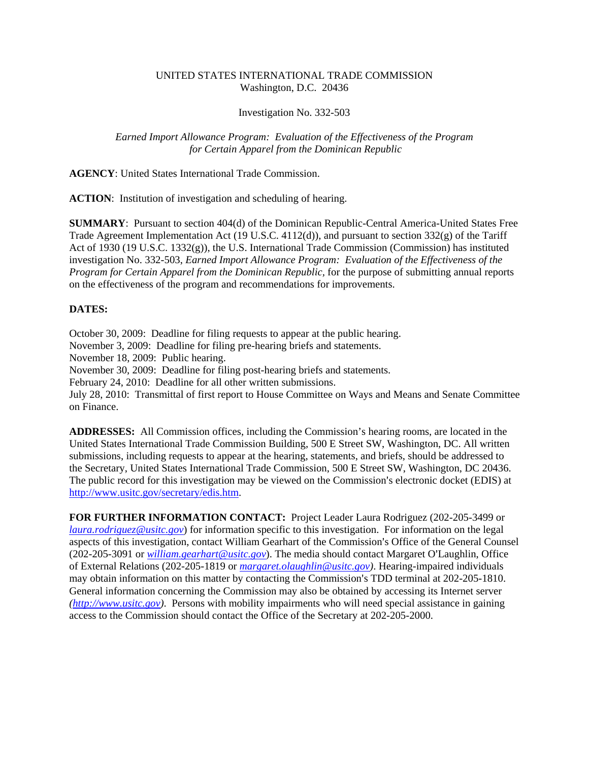UNITED STATES INTERNATIONAL TRADE COMMISSION
Washington, D.C. 20436

Investigation No. 332-503

*Earned Import Allowance Program: Evaluation of the Effectiveness of the Program for Certain Apparel from the Dominican Republic*

**AGENCY**: United States International Trade Commission.

**ACTION**: Institution of investigation and scheduling of hearing.

**SUMMARY**: Pursuant to section 404(d) of the Dominican Republic-Central America-United States Free Trade Agreement Implementation Act (19 U.S.C. 4112(d)), and pursuant to section 332(g) of the Tariff Act of 1930 (19 U.S.C. 1332(g)), the U.S. International Trade Commission (Commission) has instituted investigation No. 332-503, *Earned Import Allowance Program: Evaluation of the Effectiveness of the Program for Certain Apparel from the Dominican Republic*, for the purpose of submitting annual reports on the effectiveness of the program and recommendations for improvements.

**DATES:**

October 30, 2009: Deadline for filing requests to appear at the public hearing.
November 3, 2009: Deadline for filing pre-hearing briefs and statements.
November 18, 2009: Public hearing.
November 30, 2009: Deadline for filing post-hearing briefs and statements.
February 24, 2010: Deadline for all other written submissions.
July 28, 2010: Transmittal of first report to House Committee on Ways and Means and Senate Committee on Finance.

**ADDRESSES:** All Commission offices, including the Commission's hearing rooms, are located in the United States International Trade Commission Building, 500 E Street SW, Washington, DC. All written submissions, including requests to appear at the hearing, statements, and briefs, should be addressed to the Secretary, United States International Trade Commission, 500 E Street SW, Washington, DC 20436. The public record for this investigation may be viewed on the Commission's electronic docket (EDIS) at http://www.usitc.gov/secretary/edis.htm.

**FOR FURTHER INFORMATION CONTACT:** Project Leader Laura Rodriguez (202-205-3499 or *laura.rodriguez@usitc.gov*) for information specific to this investigation. For information on the legal aspects of this investigation, contact William Gearhart of the Commission's Office of the General Counsel (202-205-3091 or *william.gearhart@usitc.gov*). The media should contact Margaret O'Laughlin, Office of External Relations (202-205-1819 or *margaret.olaughlin@usitc.gov*). Hearing-impaired individuals may obtain information on this matter by contacting the Commission's TDD terminal at 202-205-1810. General information concerning the Commission may also be obtained by accessing its Internet server *(http://www.usitc.gov)*. Persons with mobility impairments who will need special assistance in gaining access to the Commission should contact the Office of the Secretary at 202-205-2000.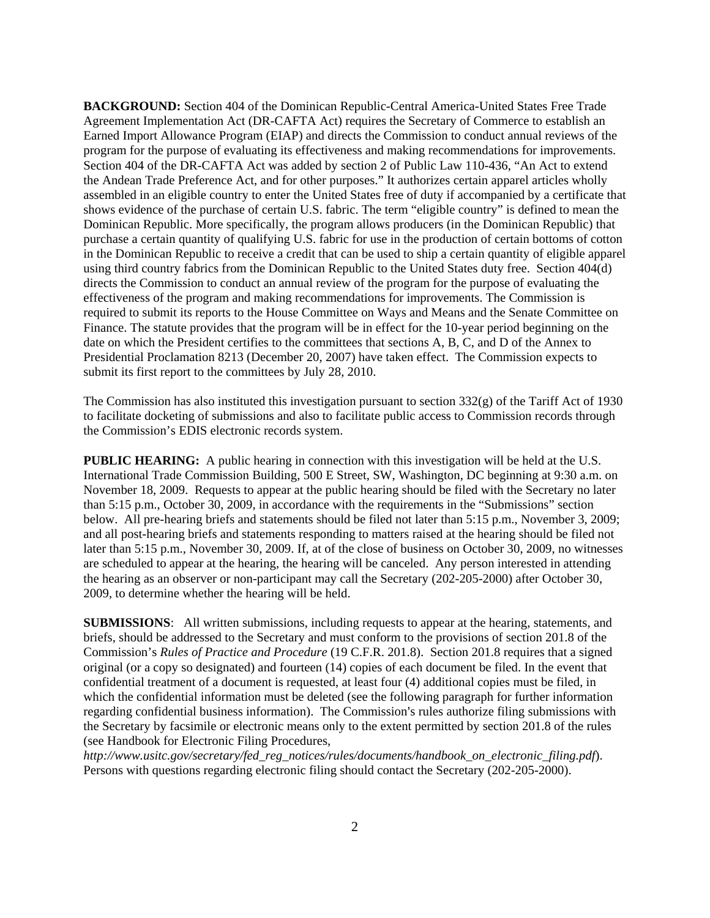**BACKGROUND:** Section 404 of the Dominican Republic-Central America-United States Free Trade Agreement Implementation Act (DR-CAFTA Act) requires the Secretary of Commerce to establish an Earned Import Allowance Program (EIAP) and directs the Commission to conduct annual reviews of the program for the purpose of evaluating its effectiveness and making recommendations for improvements. Section 404 of the DR-CAFTA Act was added by section 2 of Public Law 110-436, "An Act to extend the Andean Trade Preference Act, and for other purposes." It authorizes certain apparel articles wholly assembled in an eligible country to enter the United States free of duty if accompanied by a certificate that shows evidence of the purchase of certain U.S. fabric. The term "eligible country" is defined to mean the Dominican Republic. More specifically, the program allows producers (in the Dominican Republic) that purchase a certain quantity of qualifying U.S. fabric for use in the production of certain bottoms of cotton in the Dominican Republic to receive a credit that can be used to ship a certain quantity of eligible apparel using third country fabrics from the Dominican Republic to the United States duty free. Section 404(d) directs the Commission to conduct an annual review of the program for the purpose of evaluating the effectiveness of the program and making recommendations for improvements. The Commission is required to submit its reports to the House Committee on Ways and Means and the Senate Committee on Finance. The statute provides that the program will be in effect for the 10-year period beginning on the date on which the President certifies to the committees that sections A, B, C, and D of the Annex to Presidential Proclamation 8213 (December 20, 2007) have taken effect. The Commission expects to submit its first report to the committees by July 28, 2010.

The Commission has also instituted this investigation pursuant to section 332(g) of the Tariff Act of 1930 to facilitate docketing of submissions and also to facilitate public access to Commission records through the Commission's EDIS electronic records system.

**PUBLIC HEARING:** A public hearing in connection with this investigation will be held at the U.S. International Trade Commission Building, 500 E Street, SW, Washington, DC beginning at 9:30 a.m. on November 18, 2009. Requests to appear at the public hearing should be filed with the Secretary no later than 5:15 p.m., October 30, 2009, in accordance with the requirements in the "Submissions" section below. All pre-hearing briefs and statements should be filed not later than 5:15 p.m., November 3, 2009; and all post-hearing briefs and statements responding to matters raised at the hearing should be filed not later than 5:15 p.m., November 30, 2009. If, at of the close of business on October 30, 2009, no witnesses are scheduled to appear at the hearing, the hearing will be canceled. Any person interested in attending the hearing as an observer or non-participant may call the Secretary (202-205-2000) after October 30, 2009, to determine whether the hearing will be held.

**SUBMISSIONS**: All written submissions, including requests to appear at the hearing, statements, and briefs, should be addressed to the Secretary and must conform to the provisions of section 201.8 of the Commission's *Rules of Practice and Procedure* (19 C.F.R. 201.8). Section 201.8 requires that a signed original (or a copy so designated) and fourteen (14) copies of each document be filed. In the event that confidential treatment of a document is requested, at least four (4) additional copies must be filed, in which the confidential information must be deleted (see the following paragraph for further information regarding confidential business information). The Commission's rules authorize filing submissions with the Secretary by facsimile or electronic means only to the extent permitted by section 201.8 of the rules (see Handbook for Electronic Filing Procedures, *http://www.usitc.gov/secretary/fed_reg_notices/rules/documents/handbook_on_electronic_filing.pdf*). Persons with questions regarding electronic filing should contact the Secretary (202-205-2000).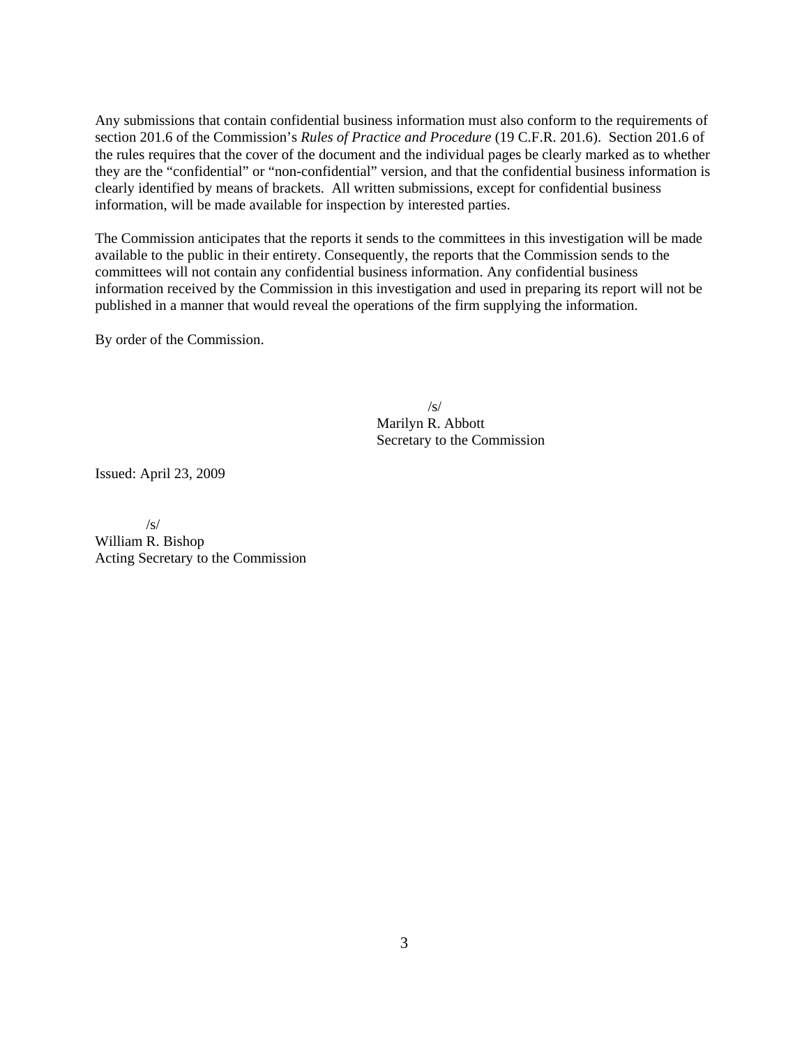Any submissions that contain confidential business information must also conform to the requirements of section 201.6 of the Commission's *Rules of Practice and Procedure* (19 C.F.R. 201.6). Section 201.6 of the rules requires that the cover of the document and the individual pages be clearly marked as to whether they are the "confidential" or "non-confidential" version, and that the confidential business information is clearly identified by means of brackets. All written submissions, except for confidential business information, will be made available for inspection by interested parties.

The Commission anticipates that the reports it sends to the committees in this investigation will be made available to the public in their entirety. Consequently, the reports that the Commission sends to the committees will not contain any confidential business information. Any confidential business information received by the Commission in this investigation and used in preparing its report will not be published in a manner that would reveal the operations of the firm supplying the information.

By order of the Commission.

/s/
Marilyn R. Abbott
Secretary to the Commission

Issued: April 23, 2009

/s/
William R. Bishop
Acting Secretary to the Commission